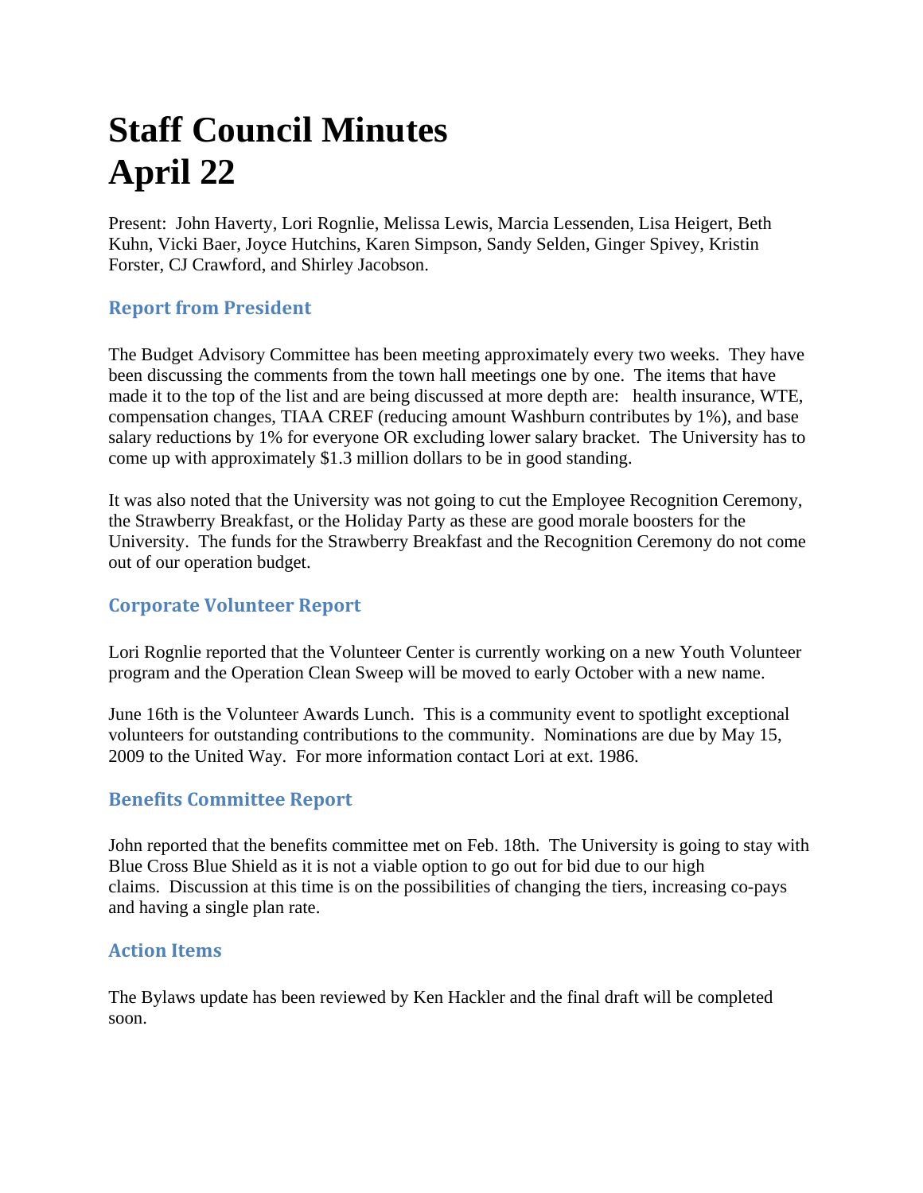# Staff Council Minutes
# April 22

Present: John Haverty, Lori Rognlie, Melissa Lewis, Marcia Lessenden, Lisa Heigert, Beth Kuhn, Vicki Baer, Joyce Hutchins, Karen Simpson, Sandy Selden, Ginger Spivey, Kristin Forster, CJ Crawford, and Shirley Jacobson.

## Report from President

The Budget Advisory Committee has been meeting approximately every two weeks. They have been discussing the comments from the town hall meetings one by one. The items that have made it to the top of the list and are being discussed at more depth are: health insurance, WTE, compensation changes, TIAA CREF (reducing amount Washburn contributes by 1%), and base salary reductions by 1% for everyone OR excluding lower salary bracket. The University has to come up with approximately $1.3 million dollars to be in good standing.

It was also noted that the University was not going to cut the Employee Recognition Ceremony, the Strawberry Breakfast, or the Holiday Party as these are good morale boosters for the University. The funds for the Strawberry Breakfast and the Recognition Ceremony do not come out of our operation budget.

## Corporate Volunteer Report

Lori Rognlie reported that the Volunteer Center is currently working on a new Youth Volunteer program and the Operation Clean Sweep will be moved to early October with a new name.

June 16th is the Volunteer Awards Lunch. This is a community event to spotlight exceptional volunteers for outstanding contributions to the community. Nominations are due by May 15, 2009 to the United Way. For more information contact Lori at ext. 1986.

## Benefits Committee Report

John reported that the benefits committee met on Feb. 18th. The University is going to stay with Blue Cross Blue Shield as it is not a viable option to go out for bid due to our high claims. Discussion at this time is on the possibilities of changing the tiers, increasing co-pays and having a single plan rate.

## Action Items

The Bylaws update has been reviewed by Ken Hackler and the final draft will be completed soon.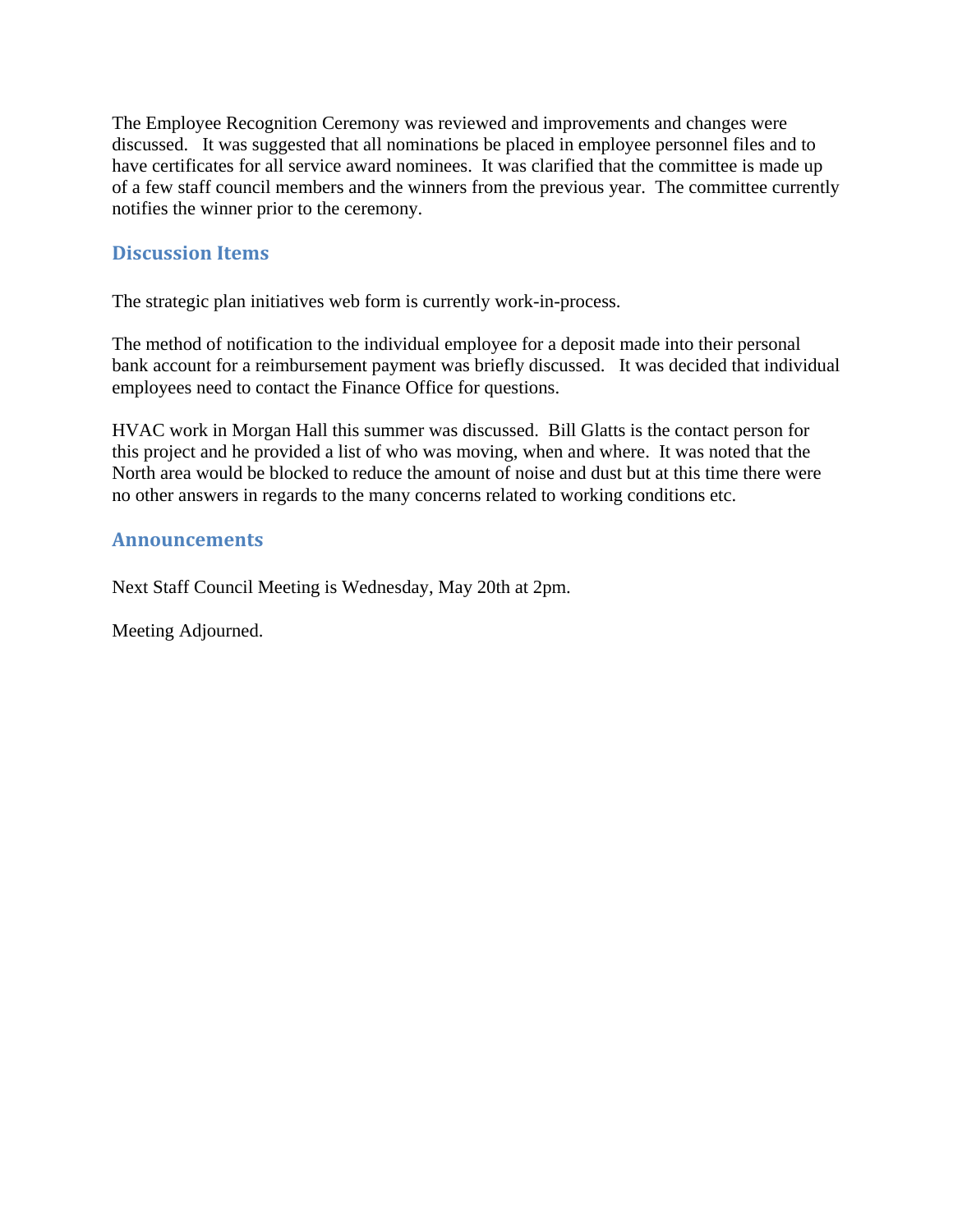The Employee Recognition Ceremony was reviewed and improvements and changes were discussed. It was suggested that all nominations be placed in employee personnel files and to have certificates for all service award nominees. It was clarified that the committee is made up of a few staff council members and the winners from the previous year. The committee currently notifies the winner prior to the ceremony.

## Discussion Items

The strategic plan initiatives web form is currently work-in-process.

The method of notification to the individual employee for a deposit made into their personal bank account for a reimbursement payment was briefly discussed. It was decided that individual employees need to contact the Finance Office for questions.

HVAC work in Morgan Hall this summer was discussed. Bill Glatts is the contact person for this project and he provided a list of who was moving, when and where. It was noted that the North area would be blocked to reduce the amount of noise and dust but at this time there were no other answers in regards to the many concerns related to working conditions etc.

## Announcements

Next Staff Council Meeting is Wednesday, May 20th at 2pm.

Meeting Adjourned.